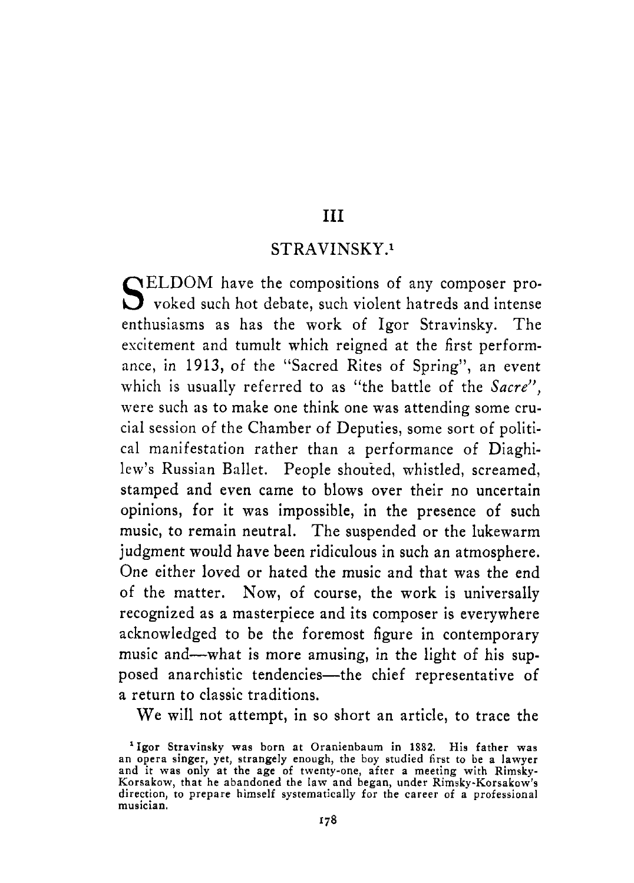## III

## STRAVINSKY.[1]

SELDOM have the compositions of any composer provoked such hot debate, such violent hatreds and intense enthusiasms as has the work of Igor Stravinsky. The excitement and tumult which reigned at the first performance, in 1913, of the "Sacred Rites of Spring", an event which is usually referred to as "the battle of the *Sacre*", were such as to make one think one was attending some crucial session of the Chamber of Deputies, some sort of political manifestation rather than a performance of Diaghilew's Russian Ballet. People shouted, whistled, screamed, stamped and even came to blows over their no uncertain opinions, for it was impossible, in the presence of such music, to remain neutral. The suspended or the lukewarm judgment would have been ridiculous in such an atmosphere. One either loved or hated the music and that was the end of the matter. Now, of course, the work is universally recognized as a masterpiece and its composer is everywhere acknowledged to be the foremost figure in contemporary music and—what is more amusing, in the light of his supposed anarchistic tendencies—the chief representative of a return to classic traditions.

We will not attempt, in so short an article, to trace the

[1] Igor Stravinsky was born at Oranienbaum in 1882. His father was an opera singer, yet, strangely enough, the boy studied first to be a lawyer and it was only at the age of twenty-one, after a meeting with Rimsky-Korsakow, that he abandoned the law and began, under Rimsky-Korsakow's direction, to prepare himself systematically for the career of a professional musician.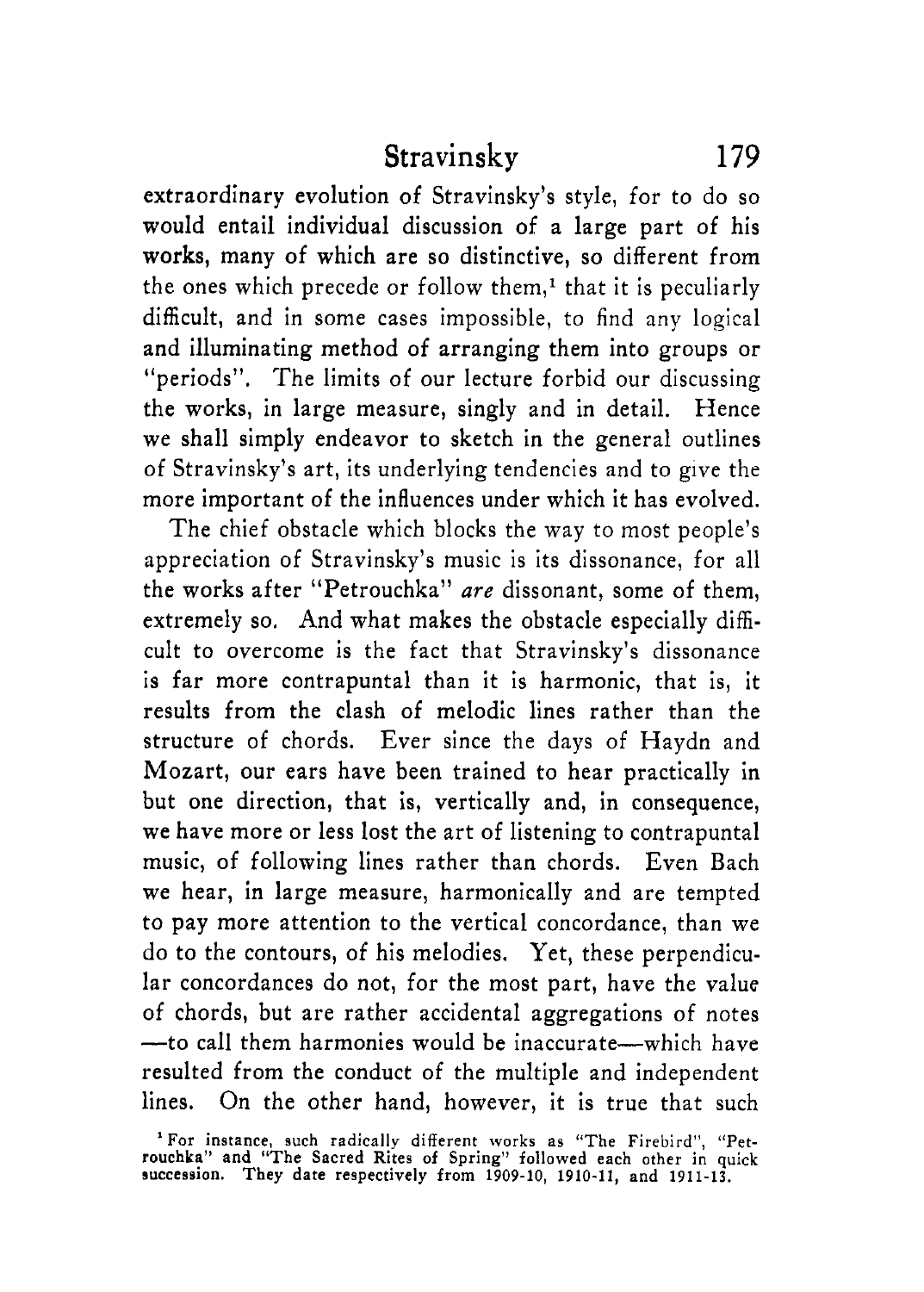extraordinary evolution of Stravinsky's style, for to do so would entail individual discussion of a large part of his works, many of which are so distinctive, so different from the ones which precede or follow them,[1] that it is peculiarly difficult, and in some cases impossible, to find any logical and illuminating method of arranging them into groups or "periods". The limits of our lecture forbid our discussing the works, in large measure, singly and in detail. Hence we shall simply endeavor to sketch in the general outlines of Stravinsky's art, its underlying tendencies and to give the more important of the influences under which it has evolved.

The chief obstacle which blocks the way to most people's appreciation of Stravinsky's music is its dissonance, for all the works after "Petrouchka" *are* dissonant, some of them, extremely so. And what makes the obstacle especially difficult to overcome is the fact that Stravinsky's dissonance is far more contrapuntal than it is harmonic, that is, it results from the clash of melodic lines rather than the structure of chords. Ever since the days of Haydn and Mozart, our ears have been trained to hear practically in but one direction, that is, vertically and, in consequence, we have more or less lost the art of listening to contrapuntal music, of following lines rather than chords. Even Bach we hear, in large measure, harmonically and are tempted to pay more attention to the vertical concordance, than we do to the contours, of his melodies. Yet, these perpendicular concordances do not, for the most part, have the value of chords, but are rather accidental aggregations of notes —to call them harmonies would be inaccurate—which have resulted from the conduct of the multiple and independent lines. On the other hand, however, it is true that such

[1] For instance, such radically different works as "The Firebird", "Petrouchka" and "The Sacred Rites of Spring" followed each other in quick succession. They date respectively from 1909-10, 1910-11, and 1911-13.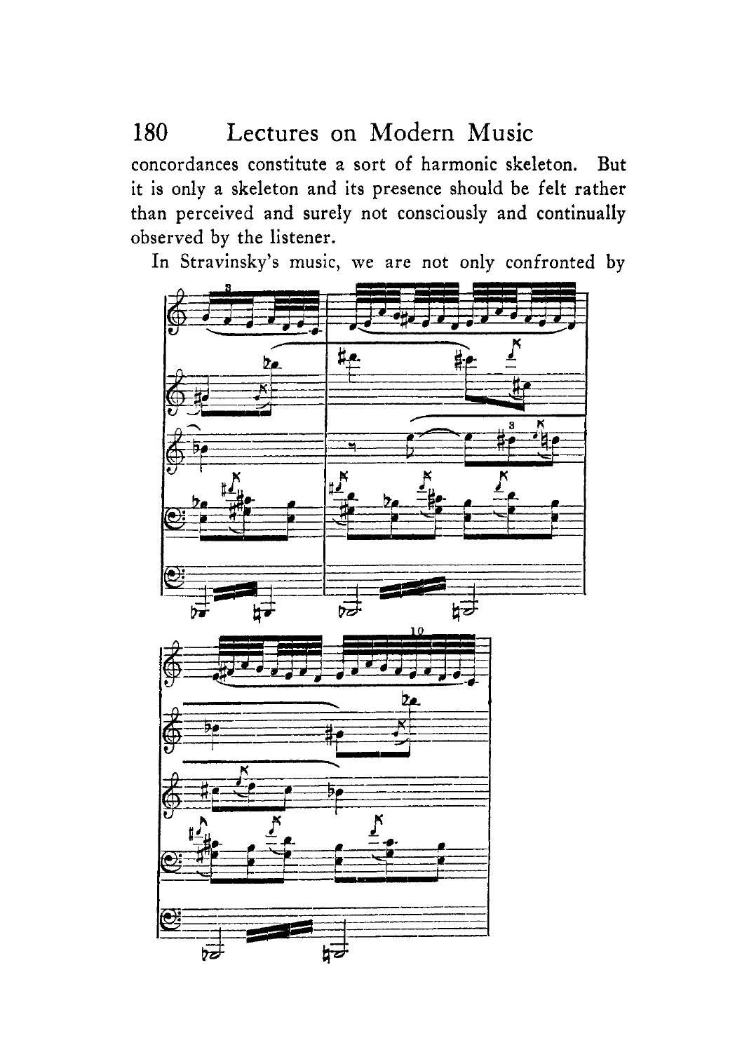concordances constitute a sort of harmonic skeleton. But it is only a skeleton and its presence should be felt rather than perceived and surely not consciously and continually observed by the listener.

In Stravinsky's music, we are not only confronted by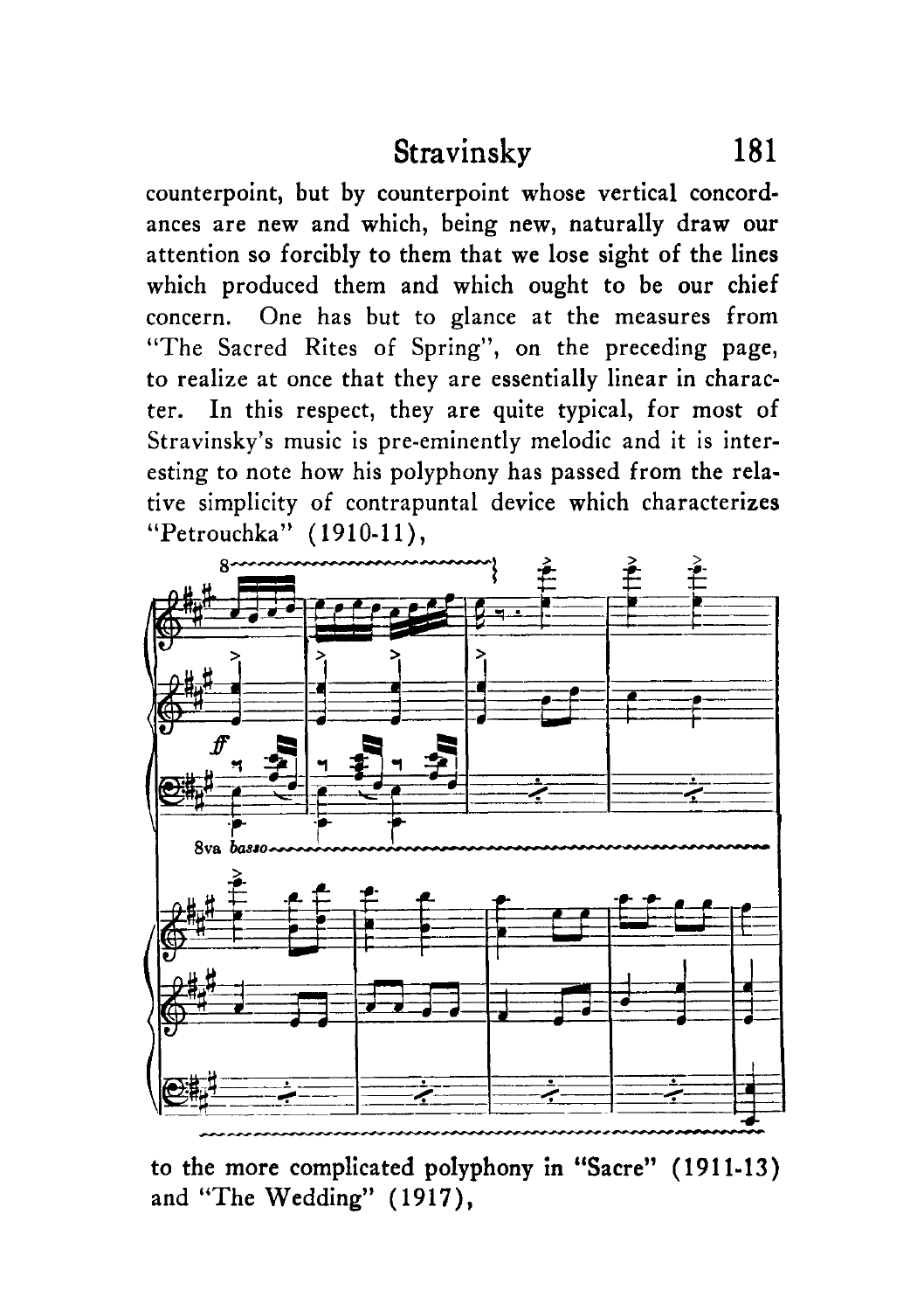counterpoint, but by counterpoint whose vertical concordances are new and which, being new, naturally draw our attention so forcibly to them that we lose sight of the lines which produced them and which ought to be our chief concern. One has but to glance at the measures from "The Sacred Rites of Spring", on the preceding page, to realize at once that they are essentially linear in character. In this respect, they are quite typical, for most of Stravinsky's music is pre-eminently melodic and it is interesting to note how his polyphony has passed from the relative simplicity of contrapuntal device which characterizes "Petrouchka" (1910-11),

to the more complicated polyphony in "Sacre" (1911-13) and "The Wedding" (1917),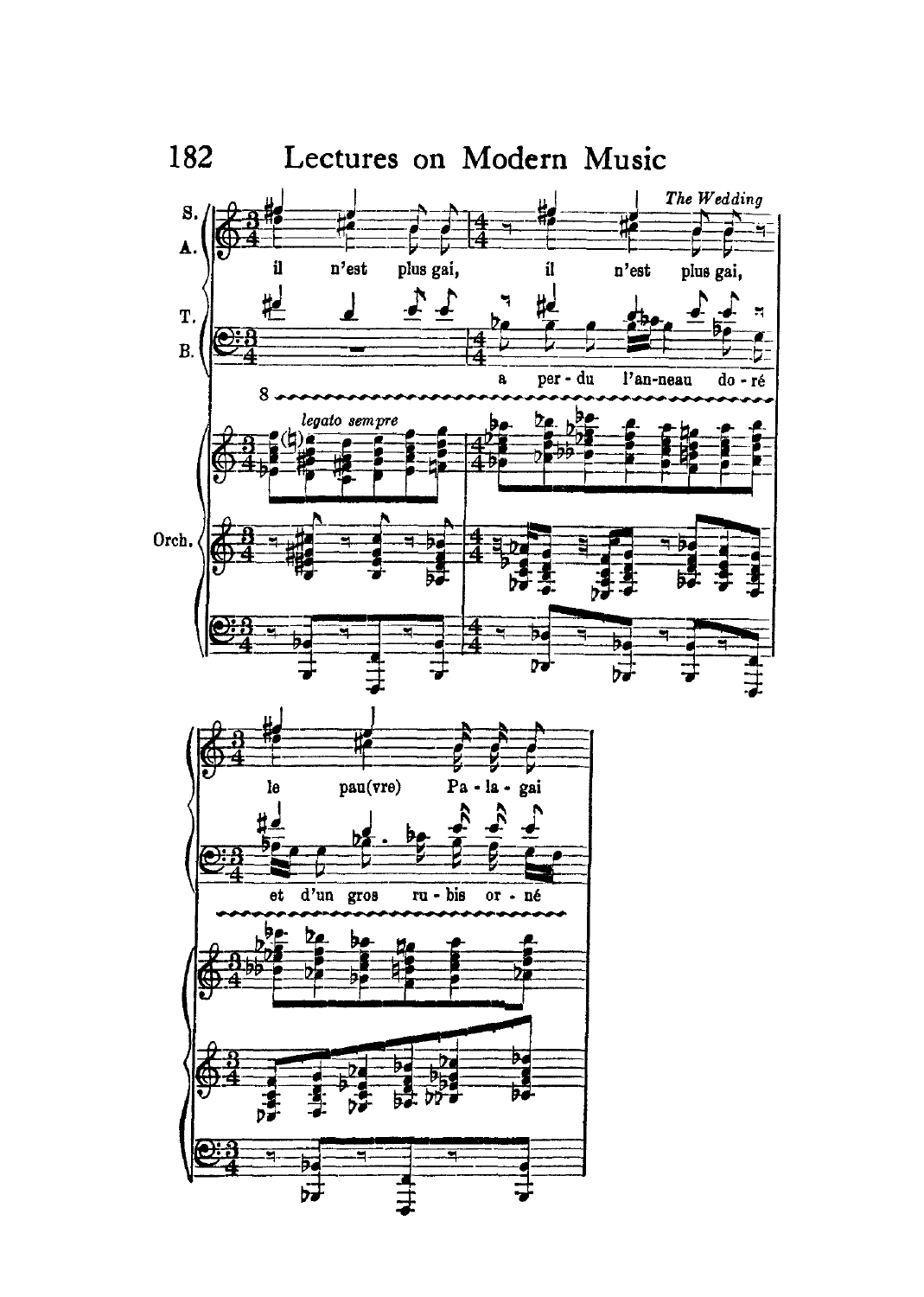*The Wedding*

S.
A.

il n'est plus gai, il n'est plus gai,

T.
B.

a per - du l'an-neau do - ré

*legato sempre*

Orch.

le pau(vre) Pa - la - gai

et d'un gros ru - bis or - né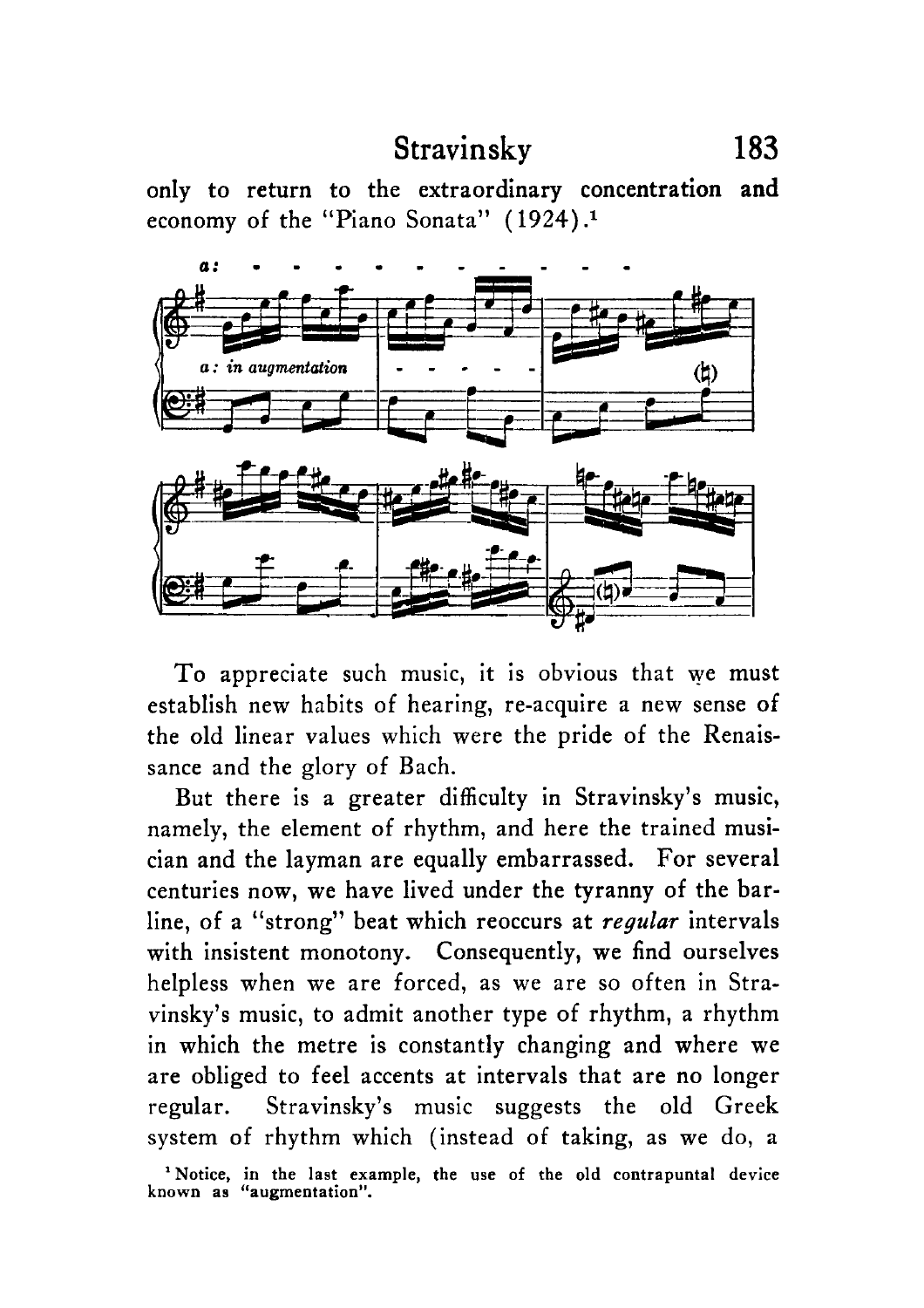only to return to the extraordinary concentration and economy of the "Piano Sonata" (1924).[1]

To appreciate such music, it is obvious that we must establish new habits of hearing, re-acquire a new sense of the old linear values which were the pride of the Renaissance and the glory of Bach.

But there is a greater difficulty in Stravinsky's music, namely, the element of rhythm, and here the trained musician and the layman are equally embarrassed. For several centuries now, we have lived under the tyranny of the bar-line, of a "strong" beat which reoccurs at *regular* intervals with insistent monotony. Consequently, we find ourselves helpless when we are forced, as we are so often in Stravinsky's music, to admit another type of rhythm, a rhythm in which the metre is constantly changing and where we are obliged to feel accents at intervals that are no longer regular. Stravinsky's music suggests the old Greek system of rhythm which (instead of taking, as we do, a

[1] Notice, in the last example, the use of the old contrapuntal device known as "augmentation".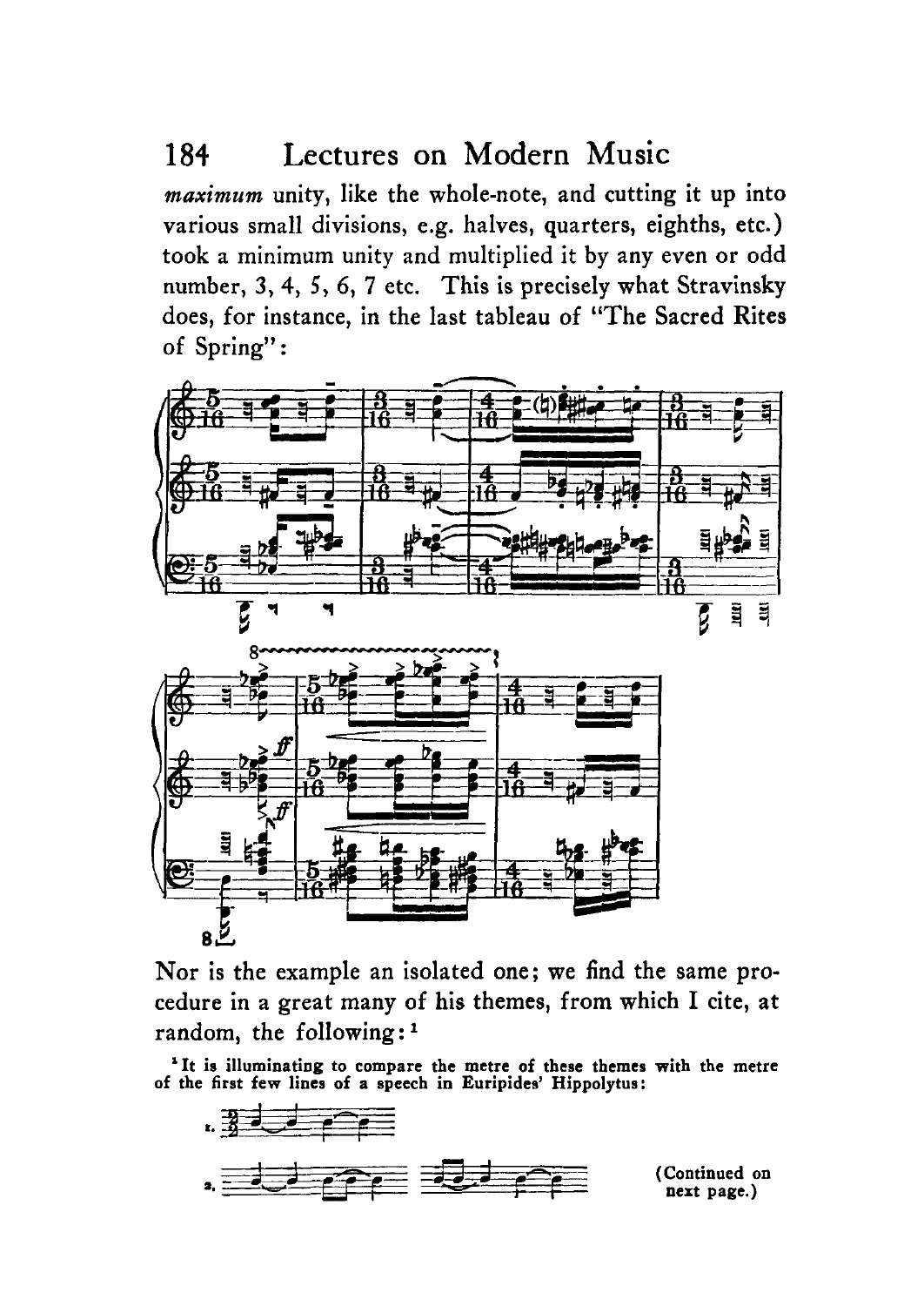*maximum* unity, like the whole-note, and cutting it up into various small divisions, e.g. halves, quarters, eighths, etc.) took a minimum unity and multiplied it by any even or odd number, 3, 4, 5, 6, 7 etc. This is precisely what Stravinsky does, for instance, in the last tableau of "The Sacred Rites of Spring":

Nor is the example an isolated one; we find the same procedure in a great many of his themes, from which I cite, at random, the following:[1]

[1] It is illuminating to compare the metre of these themes with the metre of the first few lines of a speech in Euripides' Hippolytus:

(Continued on next page.)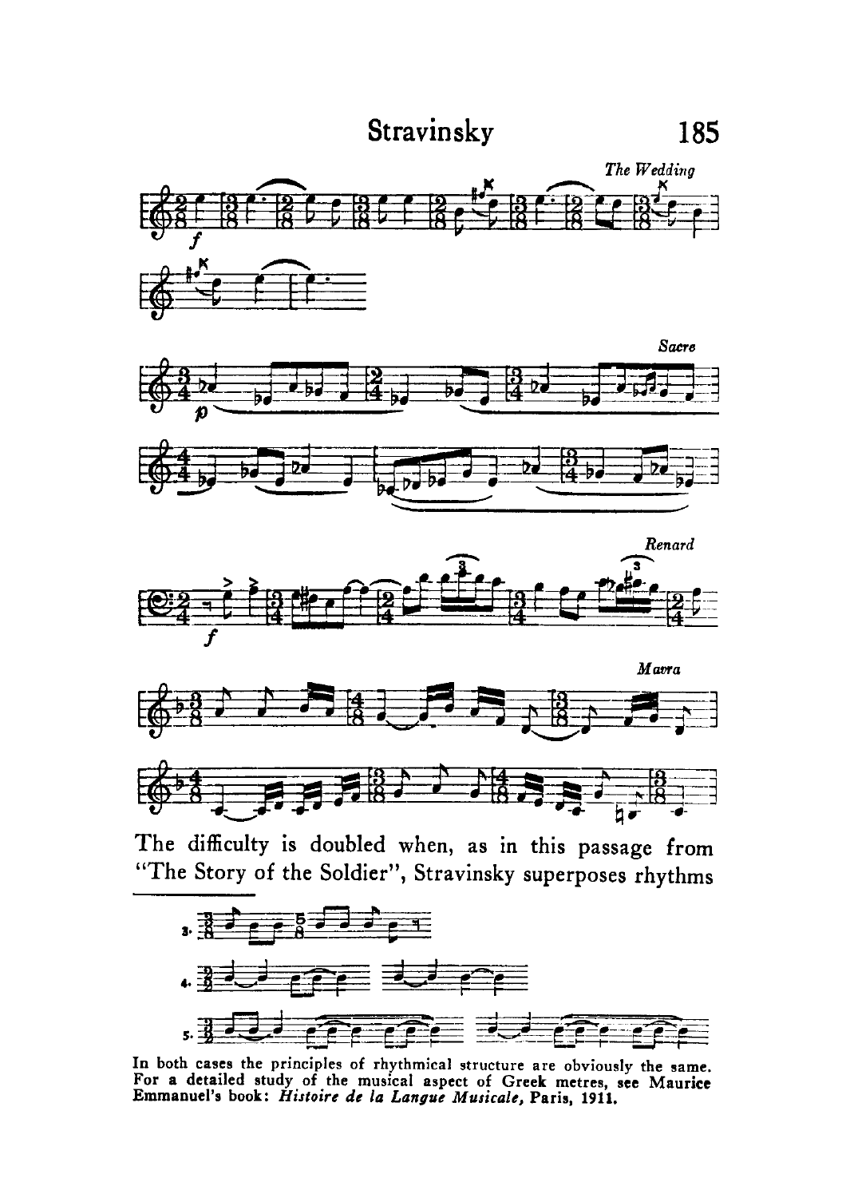*The Wedding*

*Sacre*

*Renard*

*Mavra*

The difficulty is doubled when, as in this passage from "The Story of the Soldier", Stravinsky superposes rhythms

---

In both cases the principles of rhythmical structure are obviously the same. For a detailed study of the musical aspect of Greek metres, see Maurice Emmanuel's book: *Histoire de la Langue Musicale,* Paris, 1911.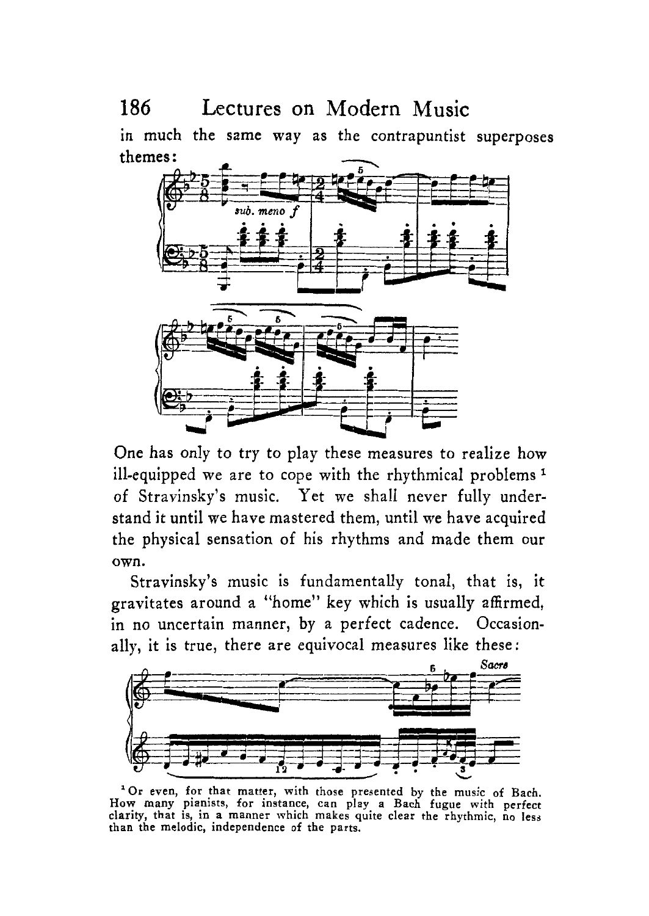in much the same way as the contrapuntist superposes themes:

One has only to try to play these measures to realize how ill-equipped we are to cope with the rhythmical problems [1] of Stravinsky's music. Yet we shall never fully understand it until we have mastered them, until we have acquired the physical sensation of his rhythms and made them our own.

Stravinsky's music is fundamentally tonal, that is, it gravitates around a "home" key which is usually affirmed, in no uncertain manner, by a perfect cadence. Occasionally, it is true, there are equivocal measures like these:

[1] Or even, for that matter, with those presented by the music of Bach. How many pianists, for instance, can play a Bach fugue with perfect clarity, that is, in a manner which makes quite clear the rhythmic, no less than the melodic, independence of the parts.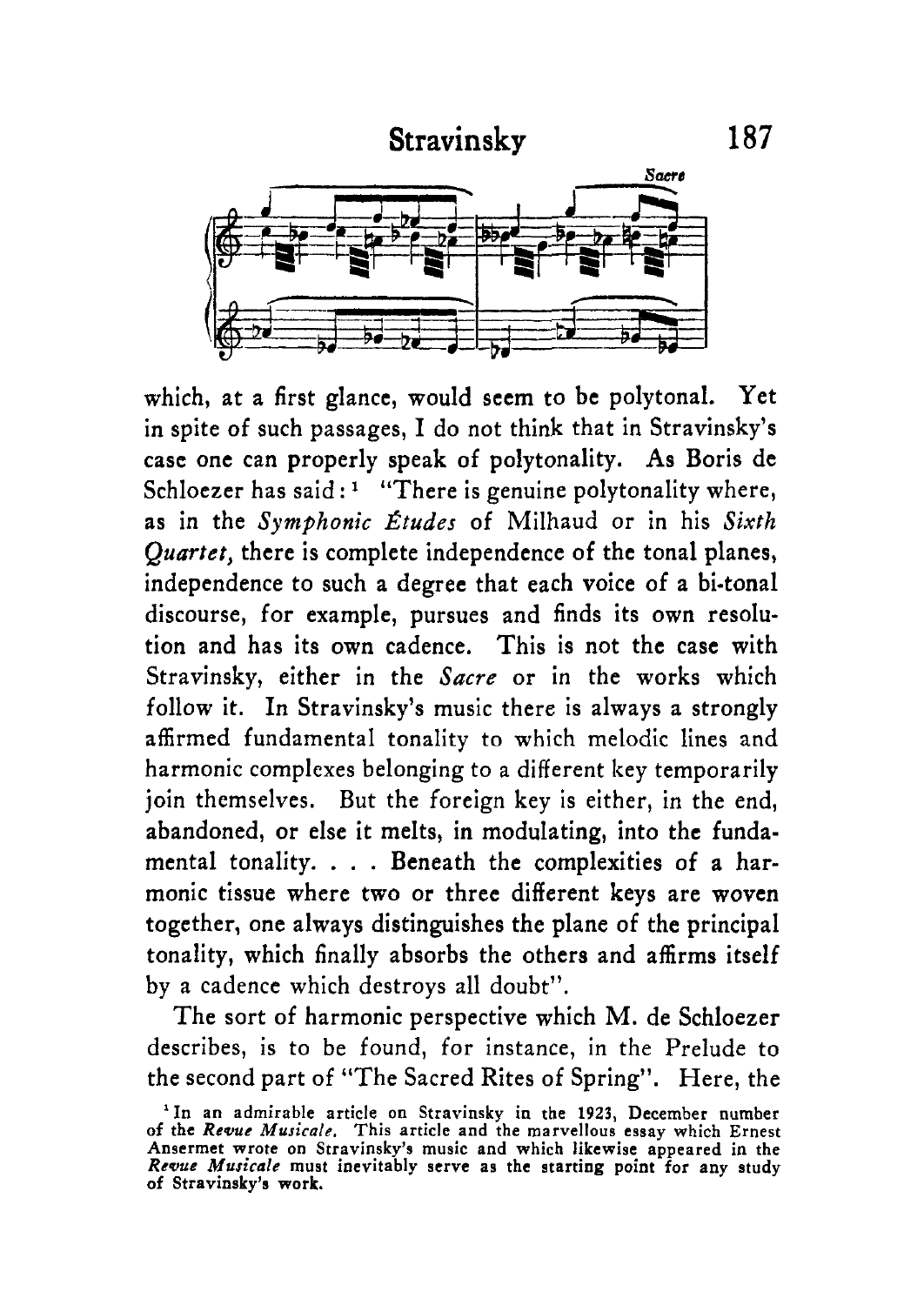which, at a first glance, would seem to be polytonal. Yet in spite of such passages, I do not think that in Stravinsky's case one can properly speak of polytonality. As Boris de Schloezer has said:[1] "There is genuine polytonality where, as in the *Symphonic Études* of Milhaud or in his *Sixth Quartet,* there is complete independence of the tonal planes, independence to such a degree that each voice of a bi-tonal discourse, for example, pursues and finds its own resolution and has its own cadence. This is not the case with Stravinsky, either in the *Sacre* or in the works which follow it. In Stravinsky's music there is always a strongly affirmed fundamental tonality to which melodic lines and harmonic complexes belonging to a different key temporarily join themselves. But the foreign key is either, in the end, abandoned, or else it melts, in modulating, into the fundamental tonality. . . . Beneath the complexities of a harmonic tissue where two or three different keys are woven together, one always distinguishes the plane of the principal tonality, which finally absorbs the others and affirms itself by a cadence which destroys all doubt".

The sort of harmonic perspective which M. de Schloezer describes, is to be found, for instance, in the Prelude to the second part of "The Sacred Rites of Spring". Here, the

[1] In an admirable article on Stravinsky in the 1923, December number of the *Revue Musicale.* This article and the marvellous essay which Ernest Ansermet wrote on Stravinsky's music and which likewise appeared in the *Revue Musicale* must inevitably serve as the starting point for any study of Stravinsky's work.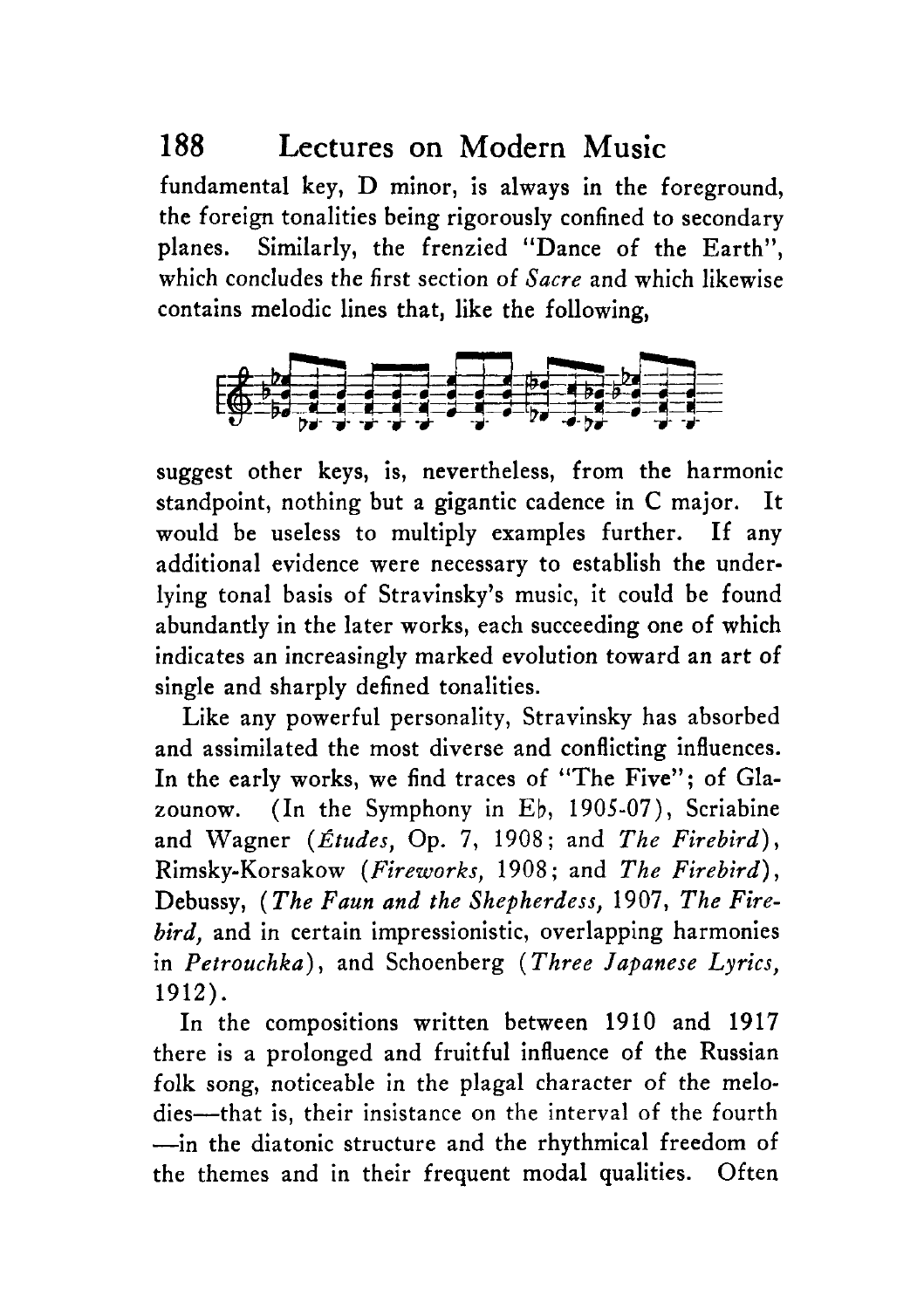fundamental key, D minor, is always in the foreground, the foreign tonalities being rigorously confined to secondary planes. Similarly, the frenzied "Dance of the Earth", which concludes the first section of *Sacre* and which likewise contains melodic lines that, like the following,

suggest other keys, is, nevertheless, from the harmonic standpoint, nothing but a gigantic cadence in C major. It would be useless to multiply examples further. If any additional evidence were necessary to establish the underlying tonal basis of Stravinsky's music, it could be found abundantly in the later works, each succeeding one of which indicates an increasingly marked evolution toward an art of single and sharply defined tonalities.

Like any powerful personality, Stravinsky has absorbed and assimilated the most diverse and conflicting influences. In the early works, we find traces of "The Five"; of Glazounow. (In the Symphony in E♭, 1905-07), Scriabine and Wagner (*Études*, Op. 7, 1908; and *The Firebird*), Rimsky-Korsakow (*Fireworks*, 1908; and *The Firebird*), Debussy, (*The Faun and the Shepherdess*, 1907, *The Firebird*, and in certain impressionistic, overlapping harmonies in *Petrouchka*), and Schoenberg (*Three Japanese Lyrics*, 1912).

In the compositions written between 1910 and 1917 there is a prolonged and fruitful influence of the Russian folk song, noticeable in the plagal character of the melodies—that is, their insistance on the interval of the fourth —in the diatonic structure and the rhythmical freedom of the themes and in their frequent modal qualities. Often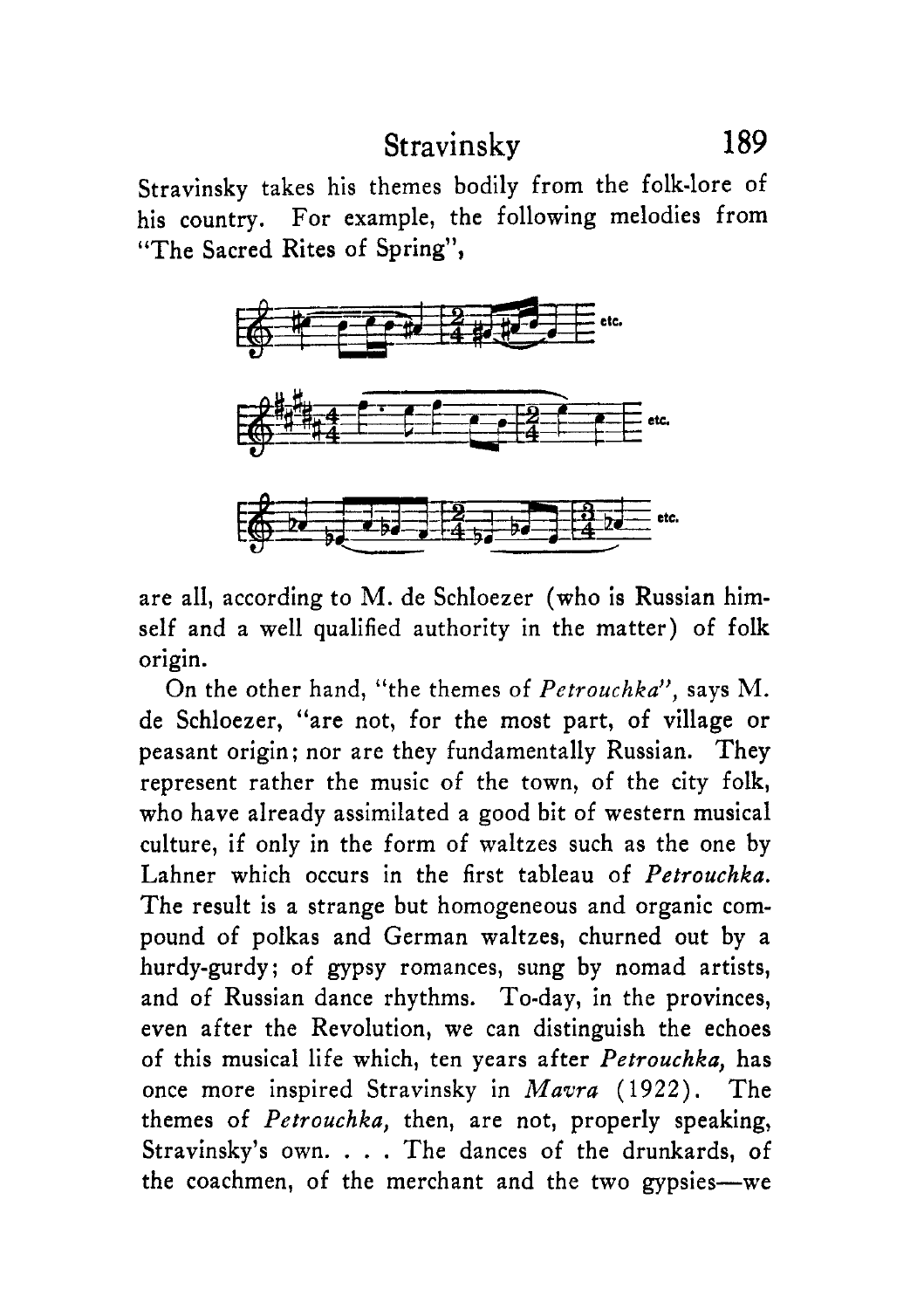Stravinsky takes his themes bodily from the folk-lore of his country. For example, the following melodies from "The Sacred Rites of Spring",

are all, according to M. de Schloezer (who is Russian himself and a well qualified authority in the matter) of folk origin.

On the other hand, "the themes of *Petrouchka*", says M. de Schloezer, "are not, for the most part, of village or peasant origin; nor are they fundamentally Russian. They represent rather the music of the town, of the city folk, who have already assimilated a good bit of western musical culture, if only in the form of waltzes such as the one by Lahner which occurs in the first tableau of *Petrouchka*. The result is a strange but homogeneous and organic compound of polkas and German waltzes, churned out by a hurdy-gurdy; of gypsy romances, sung by nomad artists, and of Russian dance rhythms. To-day, in the provinces, even after the Revolution, we can distinguish the echoes of this musical life which, ten years after *Petrouchka*, has once more inspired Stravinsky in *Mavra* (1922). The themes of *Petrouchka*, then, are not, properly speaking, Stravinsky's own. . . . The dances of the drunkards, of the coachmen, of the merchant and the two gypsies—we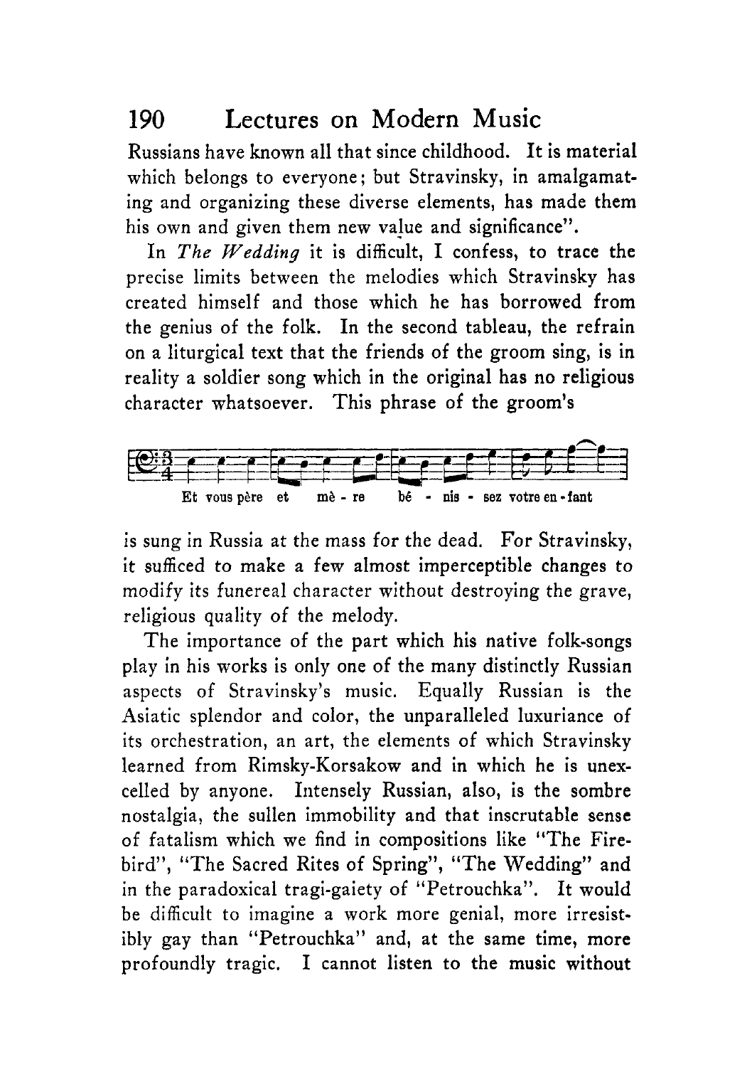Russians have known all that since childhood. It is material which belongs to everyone; but Stravinsky, in amalgamating and organizing these diverse elements, has made them his own and given them new value and significance".

In *The Wedding* it is difficult, I confess, to trace the precise limits between the melodies which Stravinsky has created himself and those which he has borrowed from the genius of the folk. In the second tableau, the refrain on a liturgical text that the friends of the groom sing, is in reality a soldier song which in the original has no religious character whatsoever. This phrase of the groom's

Et vous père et mè - re bé - nis - sez votre en - fant

is sung in Russia at the mass for the dead. For Stravinsky, it sufficed to make a few almost imperceptible changes to modify its funereal character without destroying the grave, religious quality of the melody.

The importance of the part which his native folk-songs play in his works is only one of the many distinctly Russian aspects of Stravinsky's music. Equally Russian is the Asiatic splendor and color, the unparalleled luxuriance of its orchestration, an art, the elements of which Stravinsky learned from Rimsky-Korsakow and in which he is unexcelled by anyone. Intensely Russian, also, is the sombre nostalgia, the sullen immobility and that inscrutable sense of fatalism which we find in compositions like "The Firebird", "The Sacred Rites of Spring", "The Wedding" and in the paradoxical tragi-gaiety of "Petrouchka". It would be difficult to imagine a work more genial, more irresistibly gay than "Petrouchka" and, at the same time, more profoundly tragic. I cannot listen to the music without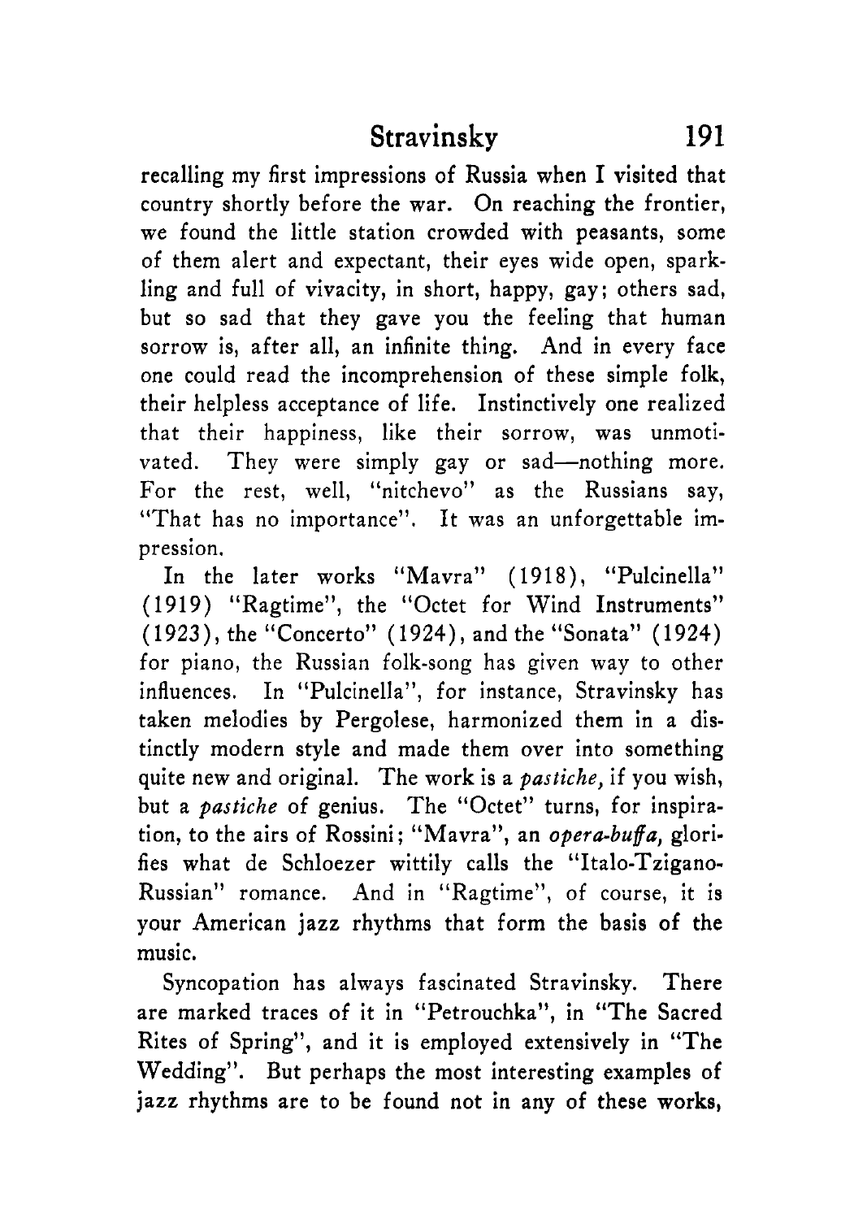recalling my first impressions of Russia when I visited that country shortly before the war. On reaching the frontier, we found the little station crowded with peasants, some of them alert and expectant, their eyes wide open, sparkling and full of vivacity, in short, happy, gay; others sad, but so sad that they gave you the feeling that human sorrow is, after all, an infinite thing. And in every face one could read the incomprehension of these simple folk, their helpless acceptance of life. Instinctively one realized that their happiness, like their sorrow, was unmotivated. They were simply gay or sad—nothing more. For the rest, well, "nitchevo" as the Russians say, "That has no importance". It was an unforgettable impression.

In the later works "Mavra" (1918), "Pulcinella" (1919) "Ragtime", the "Octet for Wind Instruments" (1923), the "Concerto" (1924), and the "Sonata" (1924) for piano, the Russian folk-song has given way to other influences. In "Pulcinella", for instance, Stravinsky has taken melodies by Pergolese, harmonized them in a distinctly modern style and made them over into something quite new and original. The work is a *pastiche,* if you wish, but a *pastiche* of genius. The "Octet" turns, for inspiration, to the airs of Rossini; "Mavra", an *opera-buffa,* glorifies what de Schloezer wittily calls the "Italo-Tzigano-Russian" romance. And in "Ragtime", of course, it is your American jazz rhythms that form the basis of the music.

Syncopation has always fascinated Stravinsky. There are marked traces of it in "Petrouchka", in "The Sacred Rites of Spring", and it is employed extensively in "The Wedding". But perhaps the most interesting examples of jazz rhythms are to be found not in any of these works,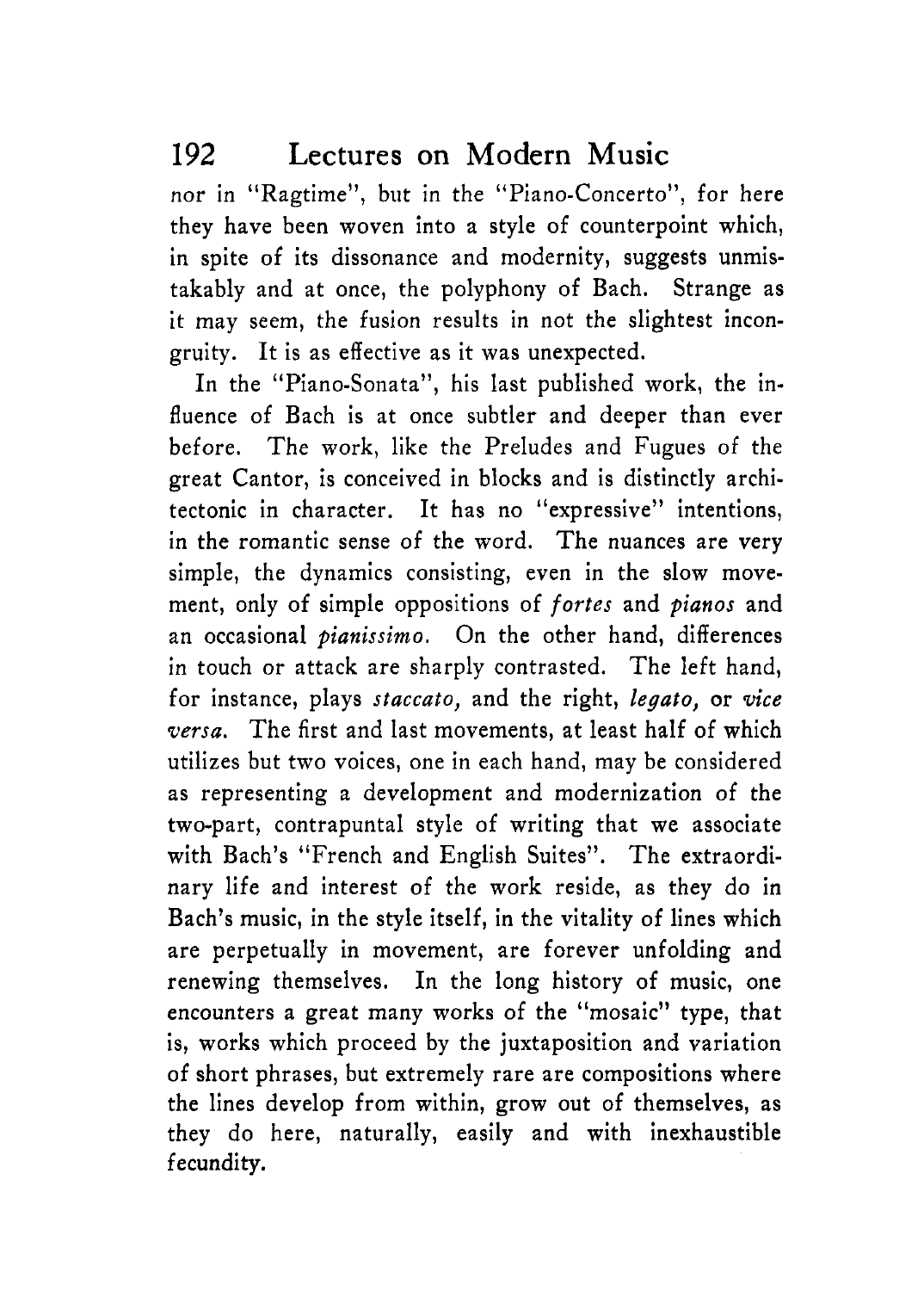nor in "Ragtime", but in the "Piano-Concerto", for here they have been woven into a style of counterpoint which, in spite of its dissonance and modernity, suggests unmistakably and at once, the polyphony of Bach. Strange as it may seem, the fusion results in not the slightest incongruity. It is as effective as it was unexpected.

In the "Piano-Sonata", his last published work, the influence of Bach is at once subtler and deeper than ever before. The work, like the Preludes and Fugues of the great Cantor, is conceived in blocks and is distinctly architectonic in character. It has no "expressive" intentions, in the romantic sense of the word. The nuances are very simple, the dynamics consisting, even in the slow movement, only of simple oppositions of *fortes* and *pianos* and an occasional *pianissimo*. On the other hand, differences in touch or attack are sharply contrasted. The left hand, for instance, plays *staccato,* and the right, *legato,* or *vice versa.* The first and last movements, at least half of which utilizes but two voices, one in each hand, may be considered as representing a development and modernization of the two-part, contrapuntal style of writing that we associate with Bach's "French and English Suites". The extraordinary life and interest of the work reside, as they do in Bach's music, in the style itself, in the vitality of lines which are perpetually in movement, are forever unfolding and renewing themselves. In the long history of music, one encounters a great many works of the "mosaic" type, that is, works which proceed by the juxtaposition and variation of short phrases, but extremely rare are compositions where the lines develop from within, grow out of themselves, as they do here, naturally, easily and with inexhaustible fecundity.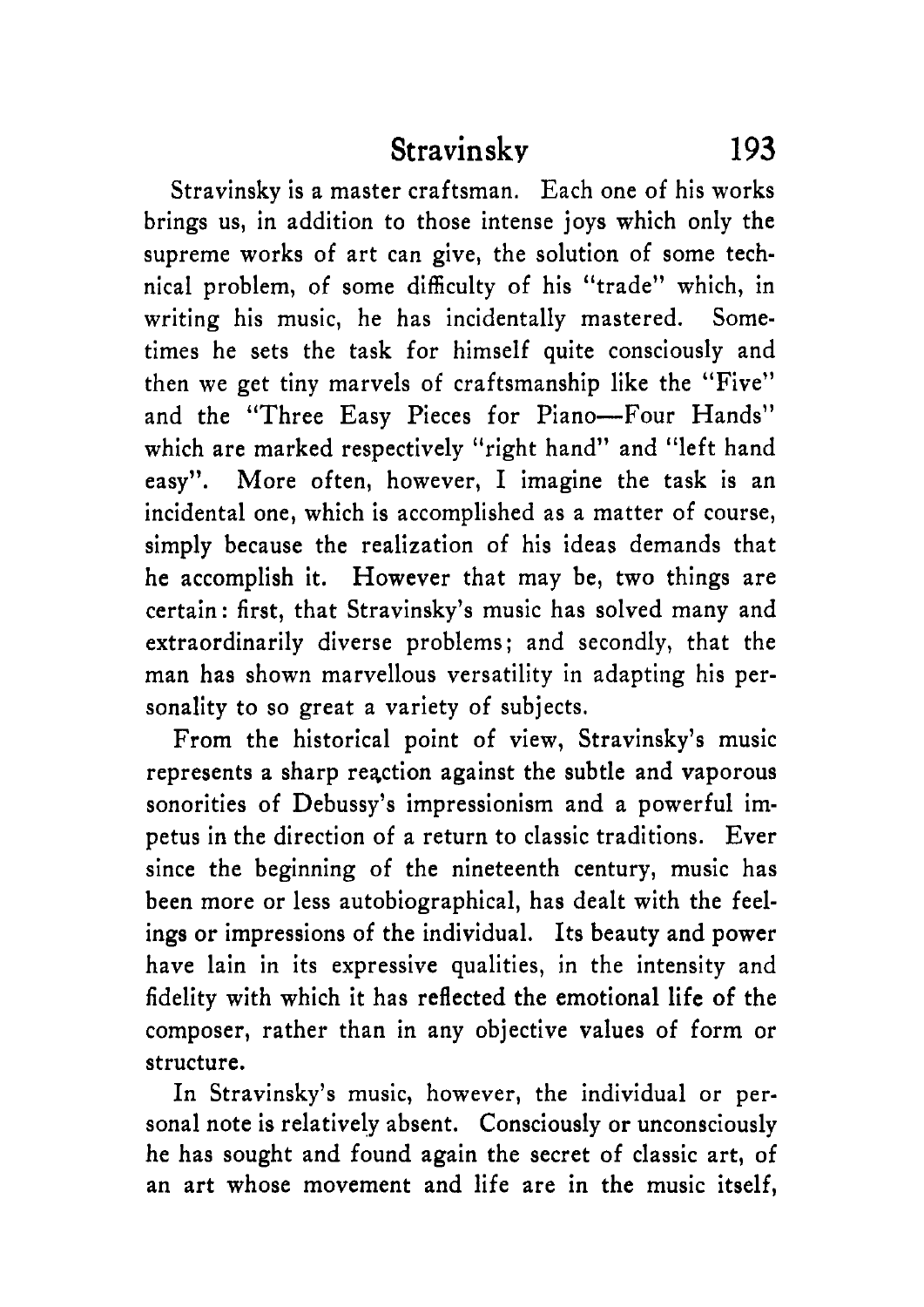Stravinsky is a master craftsman. Each one of his works brings us, in addition to those intense joys which only the supreme works of art can give, the solution of some technical problem, of some difficulty of his "trade" which, in writing his music, he has incidentally mastered. Sometimes he sets the task for himself quite consciously and then we get tiny marvels of craftsmanship like the "Five" and the "Three Easy Pieces for Piano—Four Hands" which are marked respectively "right hand" and "left hand easy". More often, however, I imagine the task is an incidental one, which is accomplished as a matter of course, simply because the realization of his ideas demands that he accomplish it. However that may be, two things are certain: first, that Stravinsky's music has solved many and extraordinarily diverse problems; and secondly, that the man has shown marvellous versatility in adapting his personality to so great a variety of subjects.

From the historical point of view, Stravinsky's music represents a sharp reaction against the subtle and vaporous sonorities of Debussy's impressionism and a powerful impetus in the direction of a return to classic traditions. Ever since the beginning of the nineteenth century, music has been more or less autobiographical, has dealt with the feelings or impressions of the individual. Its beauty and power have lain in its expressive qualities, in the intensity and fidelity with which it has reflected the emotional life of the composer, rather than in any objective values of form or structure.

In Stravinsky's music, however, the individual or personal note is relatively absent. Consciously or unconsciously he has sought and found again the secret of classic art, of an art whose movement and life are in the music itself,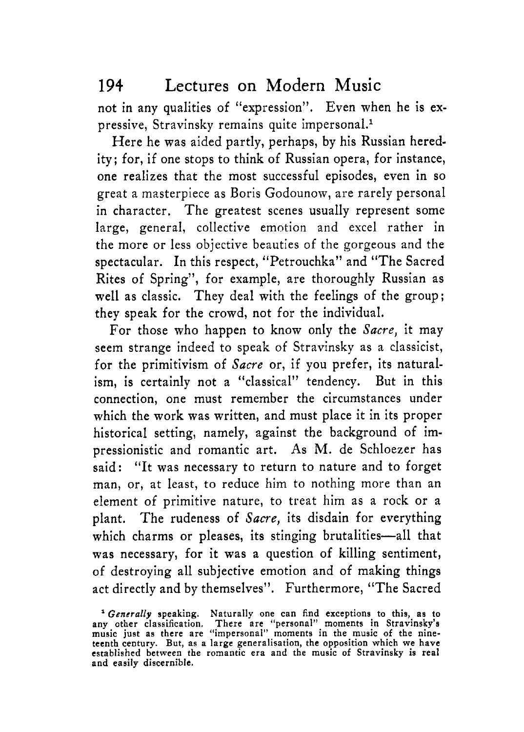not in any qualities of "expression". Even when he is expressive, Stravinsky remains quite impersonal.[1]

Here he was aided partly, perhaps, by his Russian heredity; for, if one stops to think of Russian opera, for instance, one realizes that the most successful episodes, even in so great a masterpiece as Boris Godounow, are rarely personal in character. The greatest scenes usually represent some large, general, collective emotion and excel rather in the more or less objective beauties of the gorgeous and the spectacular. In this respect, "Petrouchka" and "The Sacred Rites of Spring", for example, are thoroughly Russian as well as classic. They deal with the feelings of the group; they speak for the crowd, not for the individual.

For those who happen to know only the *Sacre,* it may seem strange indeed to speak of Stravinsky as a classicist, for the primitivism of *Sacre* or, if you prefer, its naturalism, is certainly not a "classical" tendency. But in this connection, one must remember the circumstances under which the work was written, and must place it in its proper historical setting, namely, against the background of impressionistic and romantic art. As M. de Schloezer has said: "It was necessary to return to nature and to forget man, or, at least, to reduce him to nothing more than an element of primitive nature, to treat him as a rock or a plant. The rudeness of *Sacre,* its disdain for everything which charms or pleases, its stinging brutalities—all that was necessary, for it was a question of killing sentiment, of destroying all subjective emotion and of making things act directly and by themselves". Furthermore, "The Sacred

[1] *Generally* speaking. Naturally one can find exceptions to this, as to any other classification. There are "personal" moments in Stravinsky's music just as there are "impersonal" moments in the music of the nineteenth century. But, as a large generalisation, the opposition which we have established between the romantic era and the music of Stravinsky is real and easily discernible.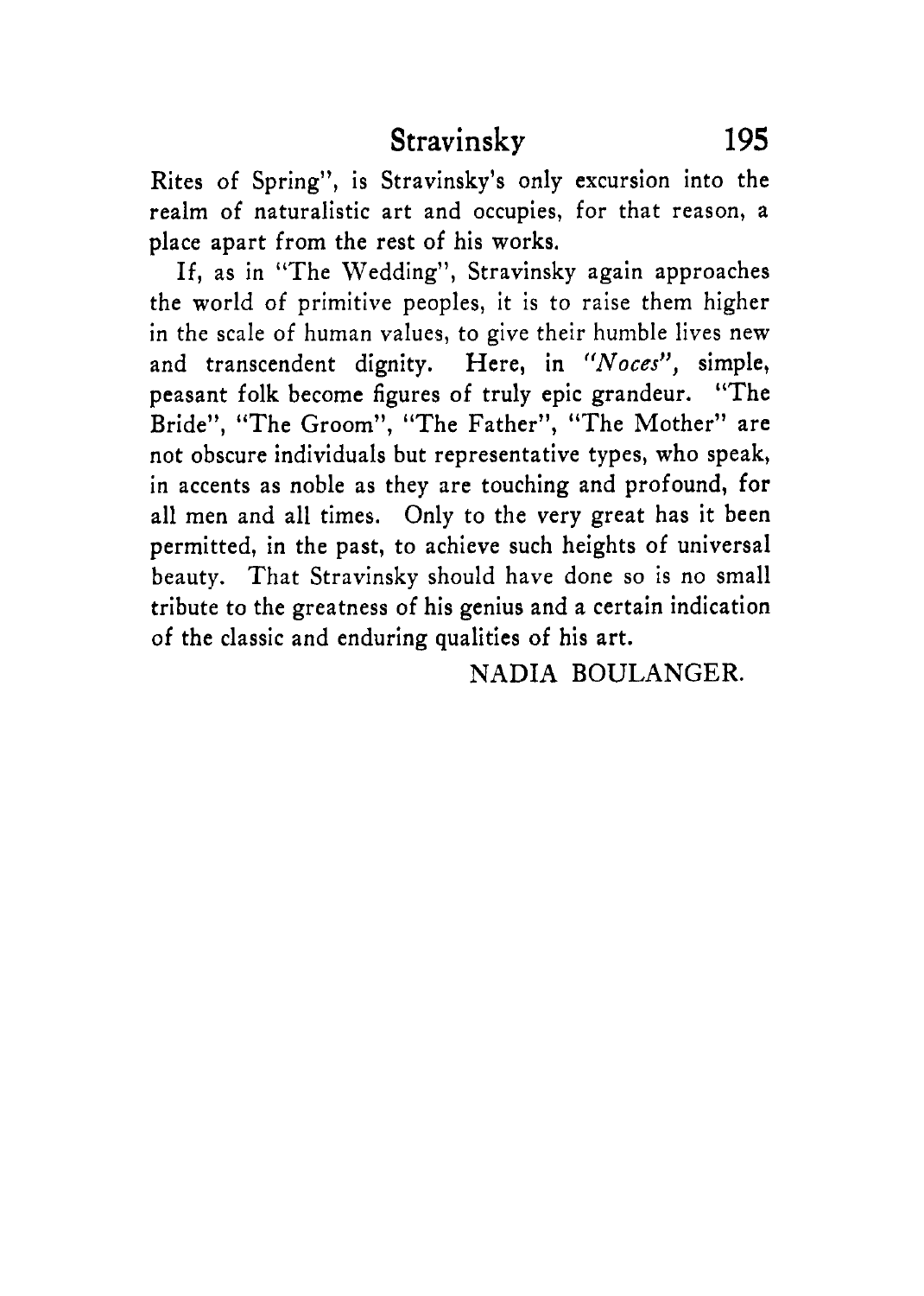Rites of Spring", is Stravinsky's only excursion into the realm of naturalistic art and occupies, for that reason, a place apart from the rest of his works.

If, as in "The Wedding", Stravinsky again approaches the world of primitive peoples, it is to raise them higher in the scale of human values, to give their humble lives new and transcendent dignity. Here, in *"Noces"*, simple, peasant folk become figures of truly epic grandeur. "The Bride", "The Groom", "The Father", "The Mother" are not obscure individuals but representative types, who speak, in accents as noble as they are touching and profound, for all men and all times. Only to the very great has it been permitted, in the past, to achieve such heights of universal beauty. That Stravinsky should have done so is no small tribute to the greatness of his genius and a certain indication of the classic and enduring qualities of his art.

NADIA BOULANGER.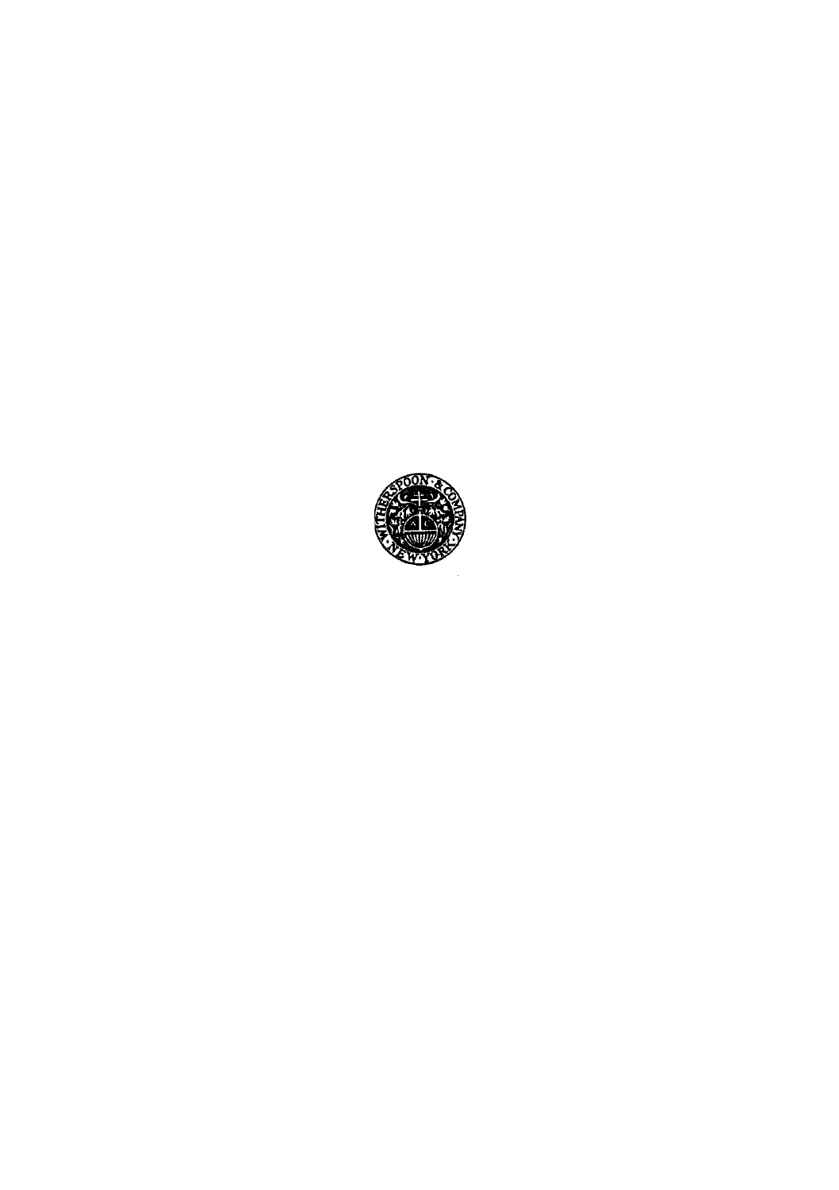WITHERSPOON & COMPANY · NEW YORK